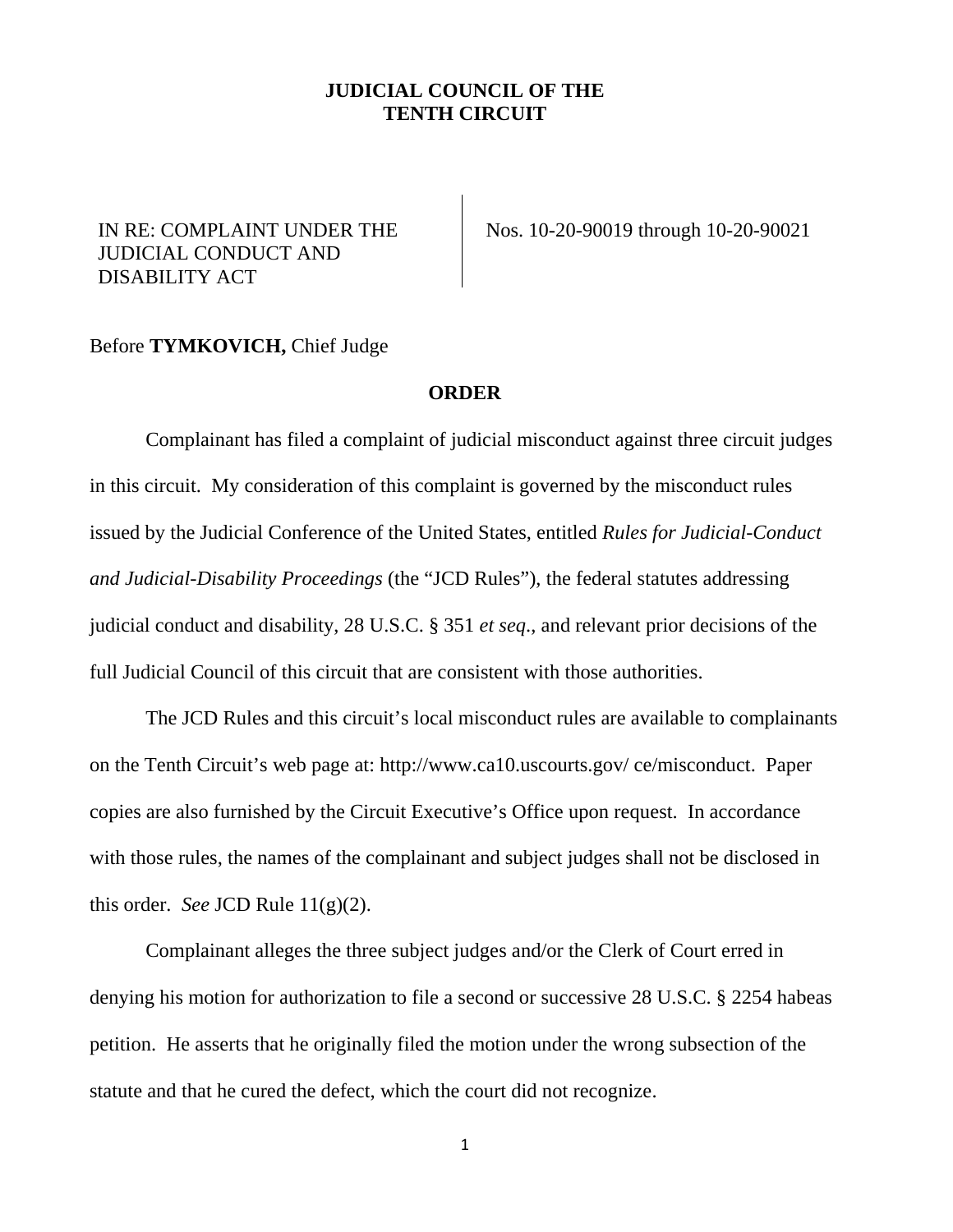**JUDICIAL COUNCIL OF THE**
**TENTH CIRCUIT**

IN RE: COMPLAINT UNDER THE JUDICIAL CONDUCT AND DISABILITY ACT

Nos. 10-20-90019 through 10-20-90021

Before **TYMKOVICH,** Chief Judge

**ORDER**

Complainant has filed a complaint of judicial misconduct against three circuit judges in this circuit. My consideration of this complaint is governed by the misconduct rules issued by the Judicial Conference of the United States, entitled *Rules for Judicial-Conduct and Judicial-Disability Proceedings* (the "JCD Rules"), the federal statutes addressing judicial conduct and disability, 28 U.S.C. § 351 *et seq*., and relevant prior decisions of the full Judicial Council of this circuit that are consistent with those authorities.

The JCD Rules and this circuit's local misconduct rules are available to complainants on the Tenth Circuit's web page at: http://www.ca10.uscourts.gov/ ce/misconduct. Paper copies are also furnished by the Circuit Executive's Office upon request. In accordance with those rules, the names of the complainant and subject judges shall not be disclosed in this order. *See* JCD Rule 11(g)(2).

Complainant alleges the three subject judges and/or the Clerk of Court erred in denying his motion for authorization to file a second or successive 28 U.S.C. § 2254 habeas petition. He asserts that he originally filed the motion under the wrong subsection of the statute and that he cured the defect, which the court did not recognize.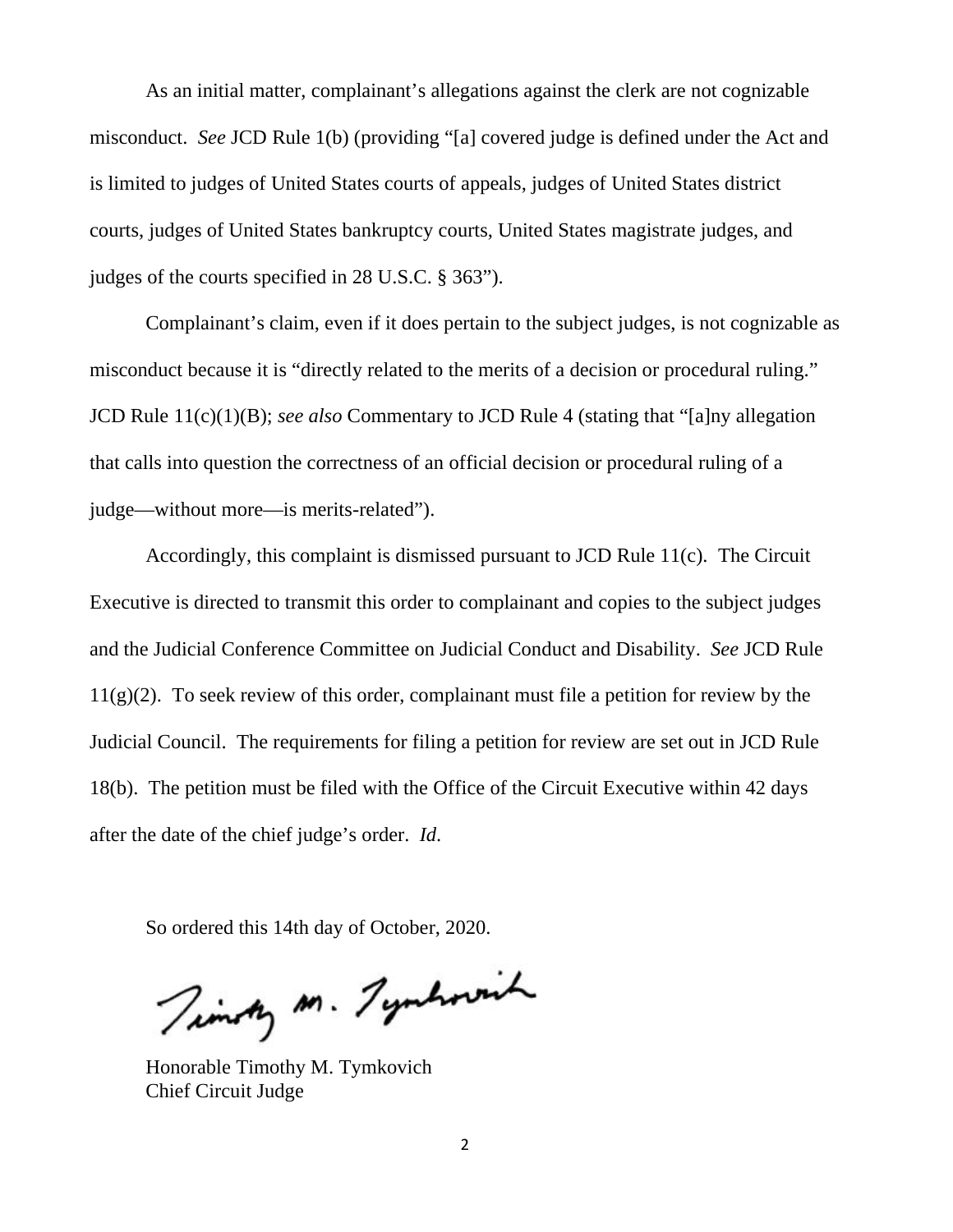As an initial matter, complainant's allegations against the clerk are not cognizable misconduct. *See* JCD Rule 1(b) (providing "[a] covered judge is defined under the Act and is limited to judges of United States courts of appeals, judges of United States district courts, judges of United States bankruptcy courts, United States magistrate judges, and judges of the courts specified in 28 U.S.C. § 363").

Complainant's claim, even if it does pertain to the subject judges, is not cognizable as misconduct because it is "directly related to the merits of a decision or procedural ruling." JCD Rule 11(c)(1)(B); *see also* Commentary to JCD Rule 4 (stating that "[a]ny allegation that calls into question the correctness of an official decision or procedural ruling of a judge—without more—is merits-related").

Accordingly, this complaint is dismissed pursuant to JCD Rule 11(c). The Circuit Executive is directed to transmit this order to complainant and copies to the subject judges and the Judicial Conference Committee on Judicial Conduct and Disability. *See* JCD Rule 11(g)(2). To seek review of this order, complainant must file a petition for review by the Judicial Council. The requirements for filing a petition for review are set out in JCD Rule 18(b). The petition must be filed with the Office of the Circuit Executive within 42 days after the date of the chief judge's order. *Id*.

So ordered this 14th day of October, 2020.

Honorable Timothy M. Tymkovich
Chief Circuit Judge